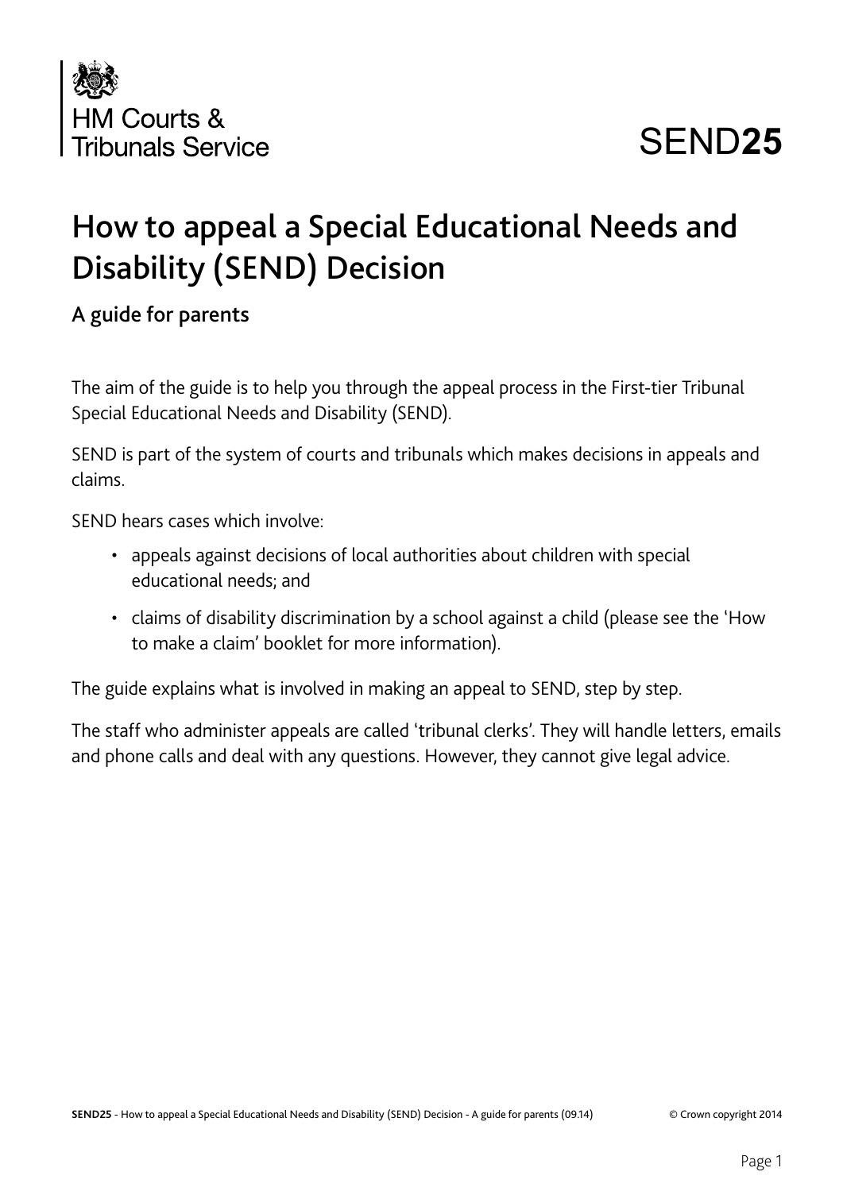HM Courts & Tribunals Service

SEND**25**

# How to appeal a Special Educational Needs and Disability (SEND) Decision

## A guide for parents

The aim of the guide is to help you through the appeal process in the First-tier Tribunal Special Educational Needs and Disability (SEND).

SEND is part of the system of courts and tribunals which makes decisions in appeals and claims.

SEND hears cases which involve:

- appeals against decisions of local authorities about children with special educational needs; and
- claims of disability discrimination by a school against a child (please see the 'How to make a claim' booklet for more information).

The guide explains what is involved in making an appeal to SEND, step by step.

The staff who administer appeals are called 'tribunal clerks'. They will handle letters, emails and phone calls and deal with any questions. However, they cannot give legal advice.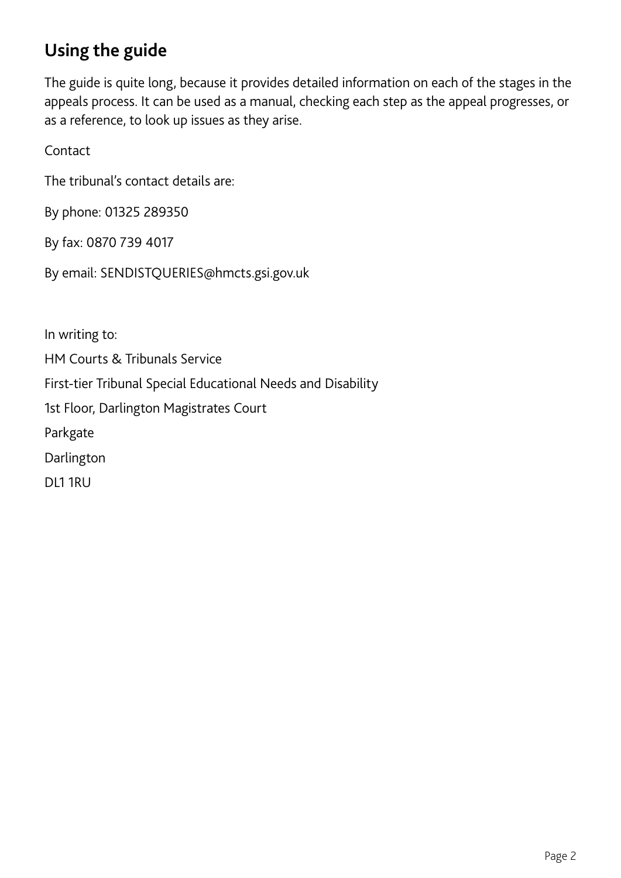## Using the guide

The guide is quite long, because it provides detailed information on each of the stages in the appeals process. It can be used as a manual, checking each step as the appeal progresses, or as a reference, to look up issues as they arise.

Contact

The tribunal's contact details are:

By phone: 01325 289350

By fax: 0870 739 4017

By email: SENDISTQUERIES@hmcts.gsi.gov.uk

In writing to:

HM Courts & Tribunals Service

First-tier Tribunal Special Educational Needs and Disability

1st Floor, Darlington Magistrates Court

Parkgate

Darlington

DL1 1RU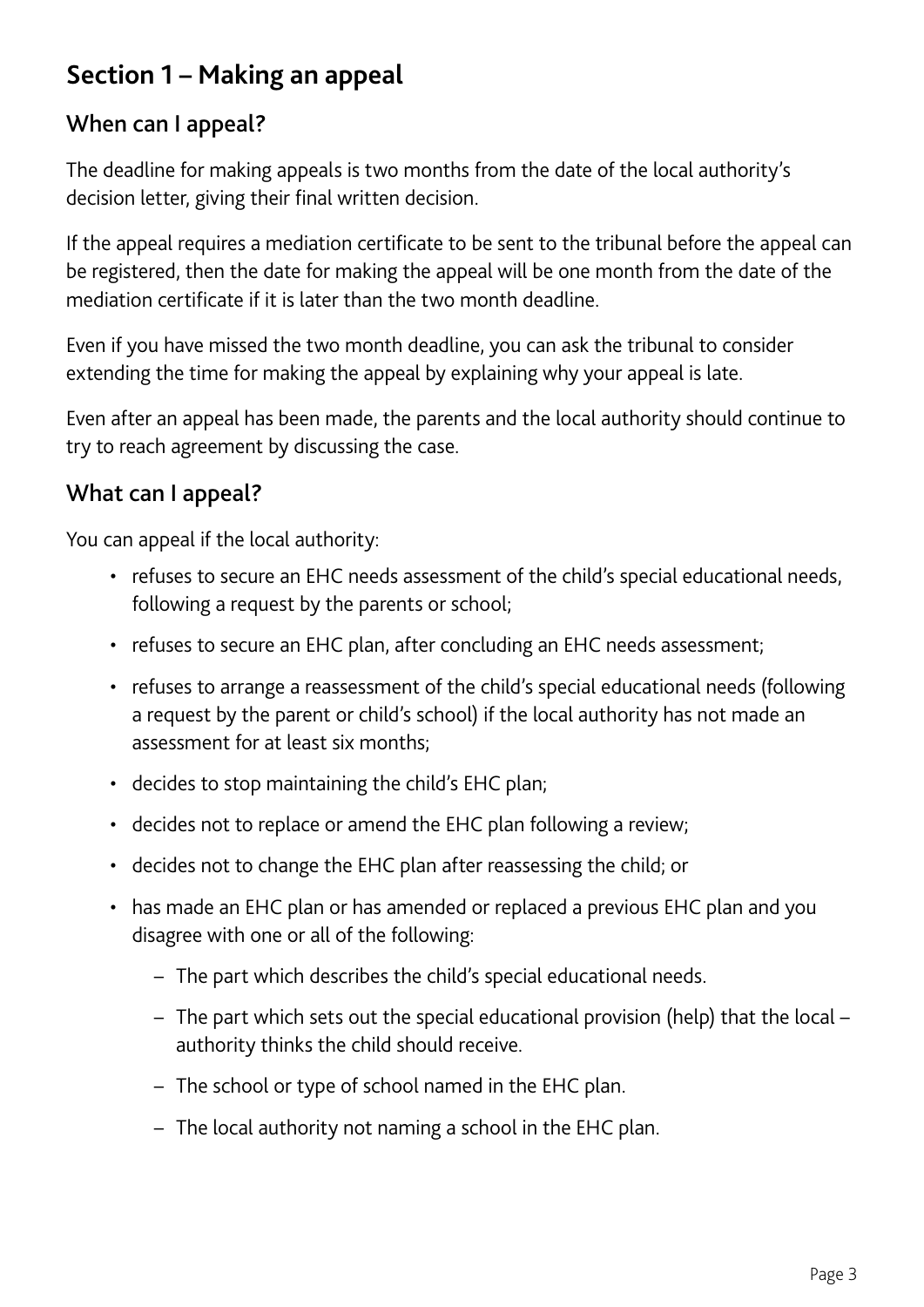## Section 1 – Making an appeal

### When can I appeal?

The deadline for making appeals is two months from the date of the local authority's decision letter, giving their final written decision.

If the appeal requires a mediation certificate to be sent to the tribunal before the appeal can be registered, then the date for making the appeal will be one month from the date of the mediation certificate if it is later than the two month deadline.

Even if you have missed the two month deadline, you can ask the tribunal to consider extending the time for making the appeal by explaining why your appeal is late.

Even after an appeal has been made, the parents and the local authority should continue to try to reach agreement by discussing the case.

### What can I appeal?

You can appeal if the local authority:

- refuses to secure an EHC needs assessment of the child's special educational needs, following a request by the parents or school;
- refuses to secure an EHC plan, after concluding an EHC needs assessment;
- refuses to arrange a reassessment of the child's special educational needs (following a request by the parent or child's school) if the local authority has not made an assessment for at least six months;
- decides to stop maintaining the child's EHC plan;
- decides not to replace or amend the EHC plan following a review;
- decides not to change the EHC plan after reassessing the child; or
- has made an EHC plan or has amended or replaced a previous EHC plan and you disagree with one or all of the following:
  - The part which describes the child's special educational needs.
  - The part which sets out the special educational provision (help) that the local – authority thinks the child should receive.
  - The school or type of school named in the EHC plan.
  - The local authority not naming a school in the EHC plan.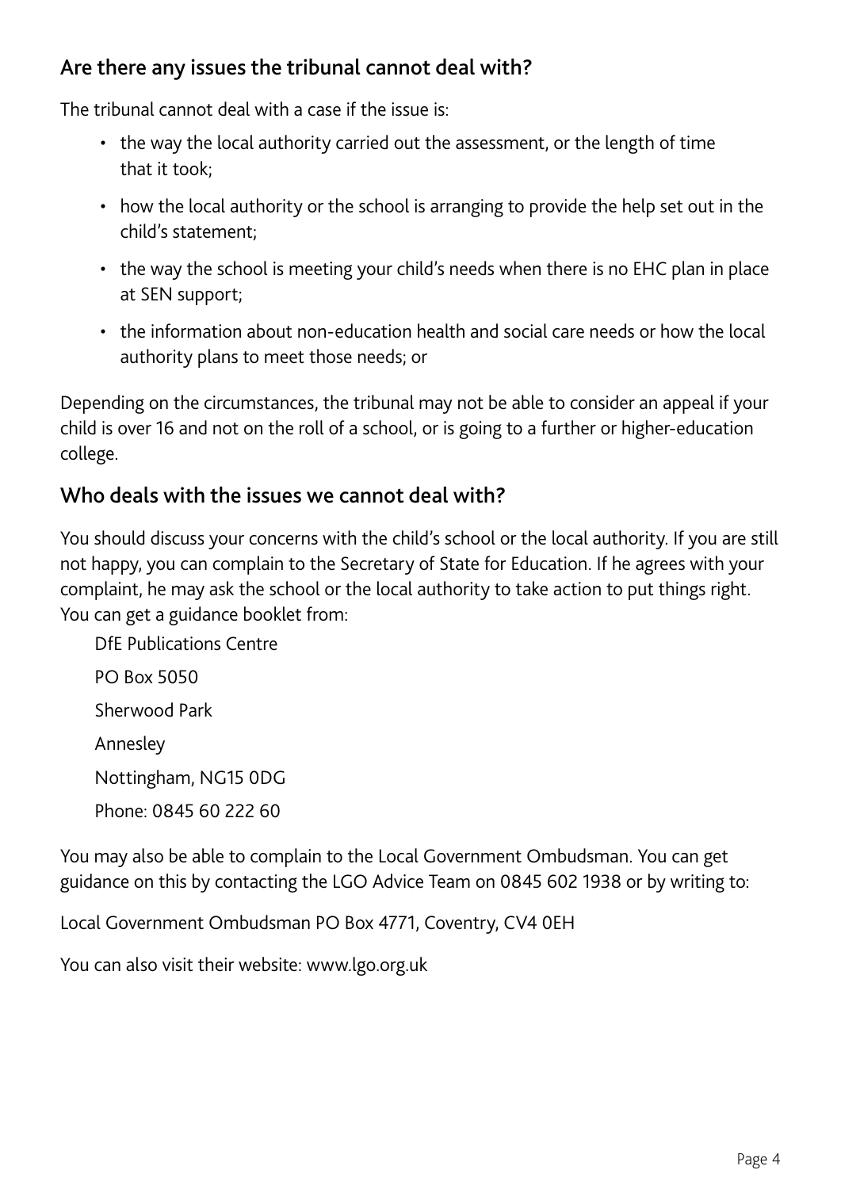## Are there any issues the tribunal cannot deal with?

The tribunal cannot deal with a case if the issue is:

- the way the local authority carried out the assessment, or the length of time that it took;
- how the local authority or the school is arranging to provide the help set out in the child's statement;
- the way the school is meeting your child's needs when there is no EHC plan in place at SEN support;
- the information about non-education health and social care needs or how the local authority plans to meet those needs; or

Depending on the circumstances, the tribunal may not be able to consider an appeal if your child is over 16 and not on the roll of a school, or is going to a further or higher-education college.

## Who deals with the issues we cannot deal with?

You should discuss your concerns with the child's school or the local authority. If you are still not happy, you can complain to the Secretary of State for Education. If he agrees with your complaint, he may ask the school or the local authority to take action to put things right. You can get a guidance booklet from:

DfE Publications Centre
PO Box 5050
Sherwood Park
Annesley
Nottingham, NG15 0DG
Phone: 0845 60 222 60

You may also be able to complain to the Local Government Ombudsman. You can get guidance on this by contacting the LGO Advice Team on 0845 602 1938 or by writing to:

Local Government Ombudsman PO Box 4771, Coventry, CV4 0EH

You can also visit their website: www.lgo.org.uk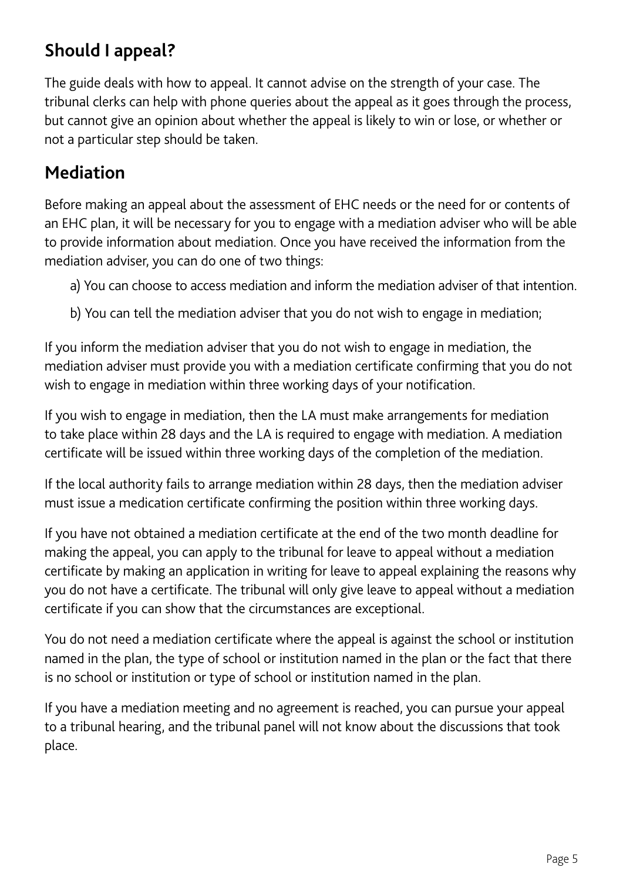## Should I appeal?

The guide deals with how to appeal. It cannot advise on the strength of your case. The tribunal clerks can help with phone queries about the appeal as it goes through the process, but cannot give an opinion about whether the appeal is likely to win or lose, or whether or not a particular step should be taken.

## Mediation

Before making an appeal about the assessment of EHC needs or the need for or contents of an EHC plan, it will be necessary for you to engage with a mediation adviser who will be able to provide information about mediation. Once you have received the information from the mediation adviser, you can do one of two things:

a) You can choose to access mediation and inform the mediation adviser of that intention.

b) You can tell the mediation adviser that you do not wish to engage in mediation;

If you inform the mediation adviser that you do not wish to engage in mediation, the mediation adviser must provide you with a mediation certificate confirming that you do not wish to engage in mediation within three working days of your notification.

If you wish to engage in mediation, then the LA must make arrangements for mediation to take place within 28 days and the LA is required to engage with mediation. A mediation certificate will be issued within three working days of the completion of the mediation.

If the local authority fails to arrange mediation within 28 days, then the mediation adviser must issue a medication certificate confirming the position within three working days.

If you have not obtained a mediation certificate at the end of the two month deadline for making the appeal, you can apply to the tribunal for leave to appeal without a mediation certificate by making an application in writing for leave to appeal explaining the reasons why you do not have a certificate. The tribunal will only give leave to appeal without a mediation certificate if you can show that the circumstances are exceptional.

You do not need a mediation certificate where the appeal is against the school or institution named in the plan, the type of school or institution named in the plan or the fact that there is no school or institution or type of school or institution named in the plan.

If you have a mediation meeting and no agreement is reached, you can pursue your appeal to a tribunal hearing, and the tribunal panel will not know about the discussions that took place.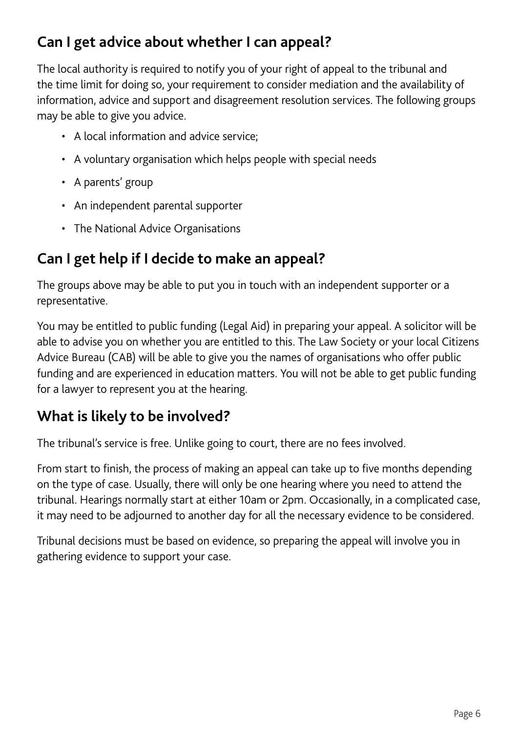## Can I get advice about whether I can appeal?

The local authority is required to notify you of your right of appeal to the tribunal and the time limit for doing so, your requirement to consider mediation and the availability of information, advice and support and disagreement resolution services. The following groups may be able to give you advice.

- A local information and advice service;
- A voluntary organisation which helps people with special needs
- A parents' group
- An independent parental supporter
- The National Advice Organisations

## Can I get help if I decide to make an appeal?

The groups above may be able to put you in touch with an independent supporter or a representative.

You may be entitled to public funding (Legal Aid) in preparing your appeal. A solicitor will be able to advise you on whether you are entitled to this. The Law Society or your local Citizens Advice Bureau (CAB) will be able to give you the names of organisations who offer public funding and are experienced in education matters. You will not be able to get public funding for a lawyer to represent you at the hearing.

## What is likely to be involved?

The tribunal's service is free. Unlike going to court, there are no fees involved.

From start to finish, the process of making an appeal can take up to five months depending on the type of case. Usually, there will only be one hearing where you need to attend the tribunal. Hearings normally start at either 10am or 2pm. Occasionally, in a complicated case, it may need to be adjourned to another day for all the necessary evidence to be considered.

Tribunal decisions must be based on evidence, so preparing the appeal will involve you in gathering evidence to support your case.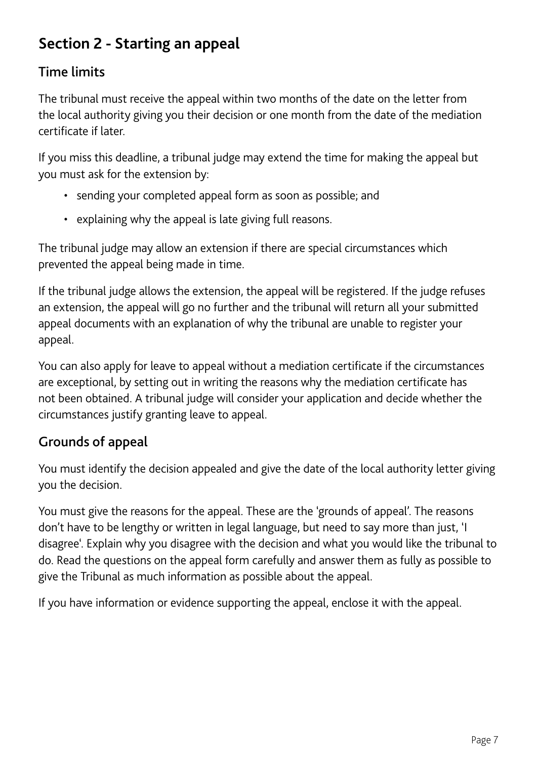## Section 2 - Starting an appeal

### Time limits

The tribunal must receive the appeal within two months of the date on the letter from the local authority giving you their decision or one month from the date of the mediation certificate if later.

If you miss this deadline, a tribunal judge may extend the time for making the appeal but you must ask for the extension by:

- sending your completed appeal form as soon as possible; and
- explaining why the appeal is late giving full reasons.

The tribunal judge may allow an extension if there are special circumstances which prevented the appeal being made in time.

If the tribunal judge allows the extension, the appeal will be registered. If the judge refuses an extension, the appeal will go no further and the tribunal will return all your submitted appeal documents with an explanation of why the tribunal are unable to register your appeal.

You can also apply for leave to appeal without a mediation certificate if the circumstances are exceptional, by setting out in writing the reasons why the mediation certificate has not been obtained. A tribunal judge will consider your application and decide whether the circumstances justify granting leave to appeal.

### Grounds of appeal

You must identify the decision appealed and give the date of the local authority letter giving you the decision.

You must give the reasons for the appeal. These are the 'grounds of appeal'. The reasons don't have to be lengthy or written in legal language, but need to say more than just, 'I disagree'. Explain why you disagree with the decision and what you would like the tribunal to do. Read the questions on the appeal form carefully and answer them as fully as possible to give the Tribunal as much information as possible about the appeal.

If you have information or evidence supporting the appeal, enclose it with the appeal.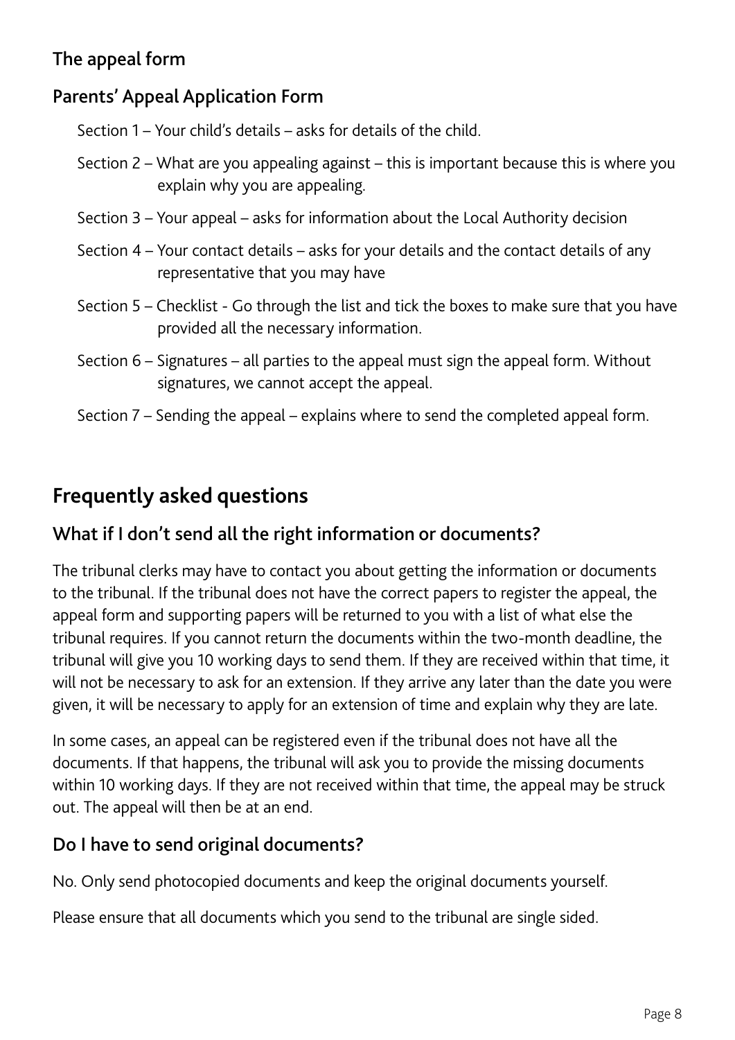### The appeal form

### Parents' Appeal Application Form

Section 1 – Your child's details – asks for details of the child.

Section 2 – What are you appealing against – this is important because this is where you explain why you are appealing.

Section 3 – Your appeal – asks for information about the Local Authority decision

Section 4 – Your contact details – asks for your details and the contact details of any representative that you may have

Section 5 – Checklist - Go through the list and tick the boxes to make sure that you have provided all the necessary information.

Section 6 – Signatures – all parties to the appeal must sign the appeal form. Without signatures, we cannot accept the appeal.

Section 7 – Sending the appeal – explains where to send the completed appeal form.

## Frequently asked questions

### What if I don't send all the right information or documents?

The tribunal clerks may have to contact you about getting the information or documents to the tribunal. If the tribunal does not have the correct papers to register the appeal, the appeal form and supporting papers will be returned to you with a list of what else the tribunal requires. If you cannot return the documents within the two-month deadline, the tribunal will give you 10 working days to send them. If they are received within that time, it will not be necessary to ask for an extension. If they arrive any later than the date you were given, it will be necessary to apply for an extension of time and explain why they are late.

In some cases, an appeal can be registered even if the tribunal does not have all the documents. If that happens, the tribunal will ask you to provide the missing documents within 10 working days. If they are not received within that time, the appeal may be struck out. The appeal will then be at an end.

### Do I have to send original documents?

No. Only send photocopied documents and keep the original documents yourself.

Please ensure that all documents which you send to the tribunal are single sided.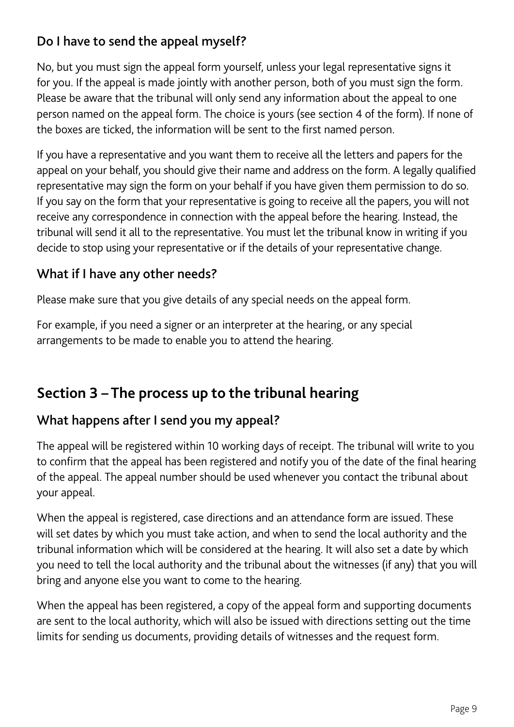### Do I have to send the appeal myself?

No, but you must sign the appeal form yourself, unless your legal representative signs it for you. If the appeal is made jointly with another person, both of you must sign the form. Please be aware that the tribunal will only send any information about the appeal to one person named on the appeal form. The choice is yours (see section 4 of the form). If none of the boxes are ticked, the information will be sent to the first named person.

If you have a representative and you want them to receive all the letters and papers for the appeal on your behalf, you should give their name and address on the form. A legally qualified representative may sign the form on your behalf if you have given them permission to do so. If you say on the form that your representative is going to receive all the papers, you will not receive any correspondence in connection with the appeal before the hearing. Instead, the tribunal will send it all to the representative. You must let the tribunal know in writing if you decide to stop using your representative or if the details of your representative change.

### What if I have any other needs?

Please make sure that you give details of any special needs on the appeal form.

For example, if you need a signer or an interpreter at the hearing, or any special arrangements to be made to enable you to attend the hearing.

## Section 3 – The process up to the tribunal hearing

### What happens after I send you my appeal?

The appeal will be registered within 10 working days of receipt. The tribunal will write to you to confirm that the appeal has been registered and notify you of the date of the final hearing of the appeal. The appeal number should be used whenever you contact the tribunal about your appeal.

When the appeal is registered, case directions and an attendance form are issued. These will set dates by which you must take action, and when to send the local authority and the tribunal information which will be considered at the hearing. It will also set a date by which you need to tell the local authority and the tribunal about the witnesses (if any) that you will bring and anyone else you want to come to the hearing.

When the appeal has been registered, a copy of the appeal form and supporting documents are sent to the local authority, which will also be issued with directions setting out the time limits for sending us documents, providing details of witnesses and the request form.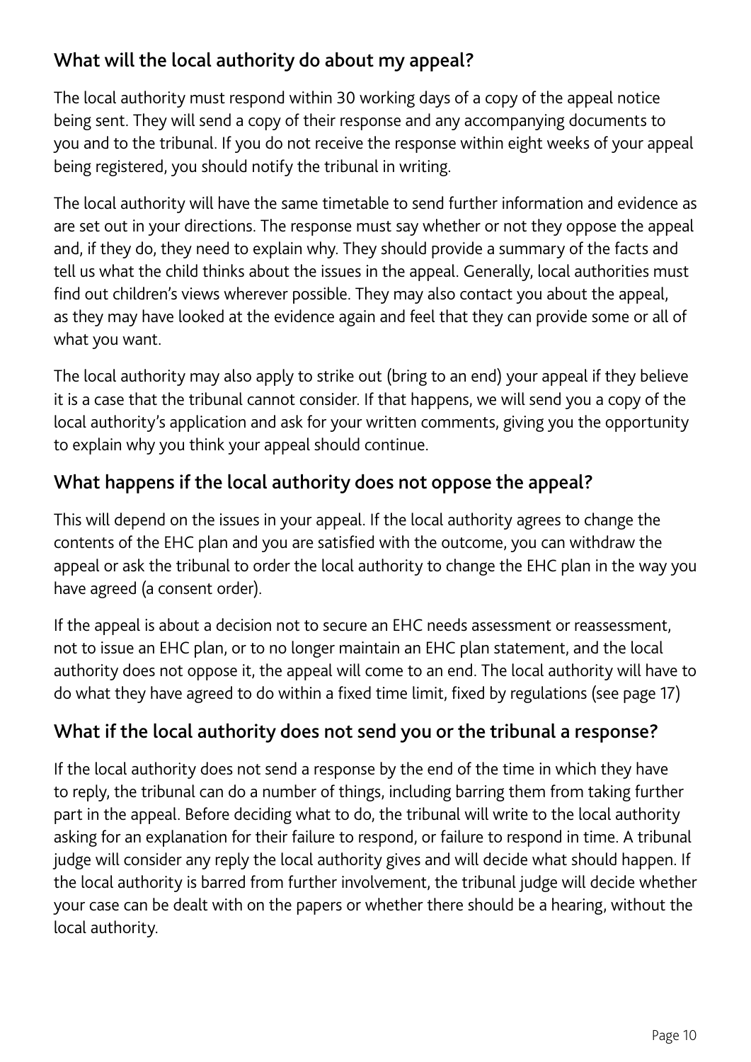## What will the local authority do about my appeal?

The local authority must respond within 30 working days of a copy of the appeal notice being sent. They will send a copy of their response and any accompanying documents to you and to the tribunal. If you do not receive the response within eight weeks of your appeal being registered, you should notify the tribunal in writing.

The local authority will have the same timetable to send further information and evidence as are set out in your directions. The response must say whether or not they oppose the appeal and, if they do, they need to explain why. They should provide a summary of the facts and tell us what the child thinks about the issues in the appeal. Generally, local authorities must find out children's views wherever possible. They may also contact you about the appeal, as they may have looked at the evidence again and feel that they can provide some or all of what you want.

The local authority may also apply to strike out (bring to an end) your appeal if they believe it is a case that the tribunal cannot consider. If that happens, we will send you a copy of the local authority's application and ask for your written comments, giving you the opportunity to explain why you think your appeal should continue.

## What happens if the local authority does not oppose the appeal?

This will depend on the issues in your appeal. If the local authority agrees to change the contents of the EHC plan and you are satisfied with the outcome, you can withdraw the appeal or ask the tribunal to order the local authority to change the EHC plan in the way you have agreed (a consent order).

If the appeal is about a decision not to secure an EHC needs assessment or reassessment, not to issue an EHC plan, or to no longer maintain an EHC plan statement, and the local authority does not oppose it, the appeal will come to an end. The local authority will have to do what they have agreed to do within a fixed time limit, fixed by regulations (see page 17)

## What if the local authority does not send you or the tribunal a response?

If the local authority does not send a response by the end of the time in which they have to reply, the tribunal can do a number of things, including barring them from taking further part in the appeal. Before deciding what to do, the tribunal will write to the local authority asking for an explanation for their failure to respond, or failure to respond in time. A tribunal judge will consider any reply the local authority gives and will decide what should happen. If the local authority is barred from further involvement, the tribunal judge will decide whether your case can be dealt with on the papers or whether there should be a hearing, without the local authority.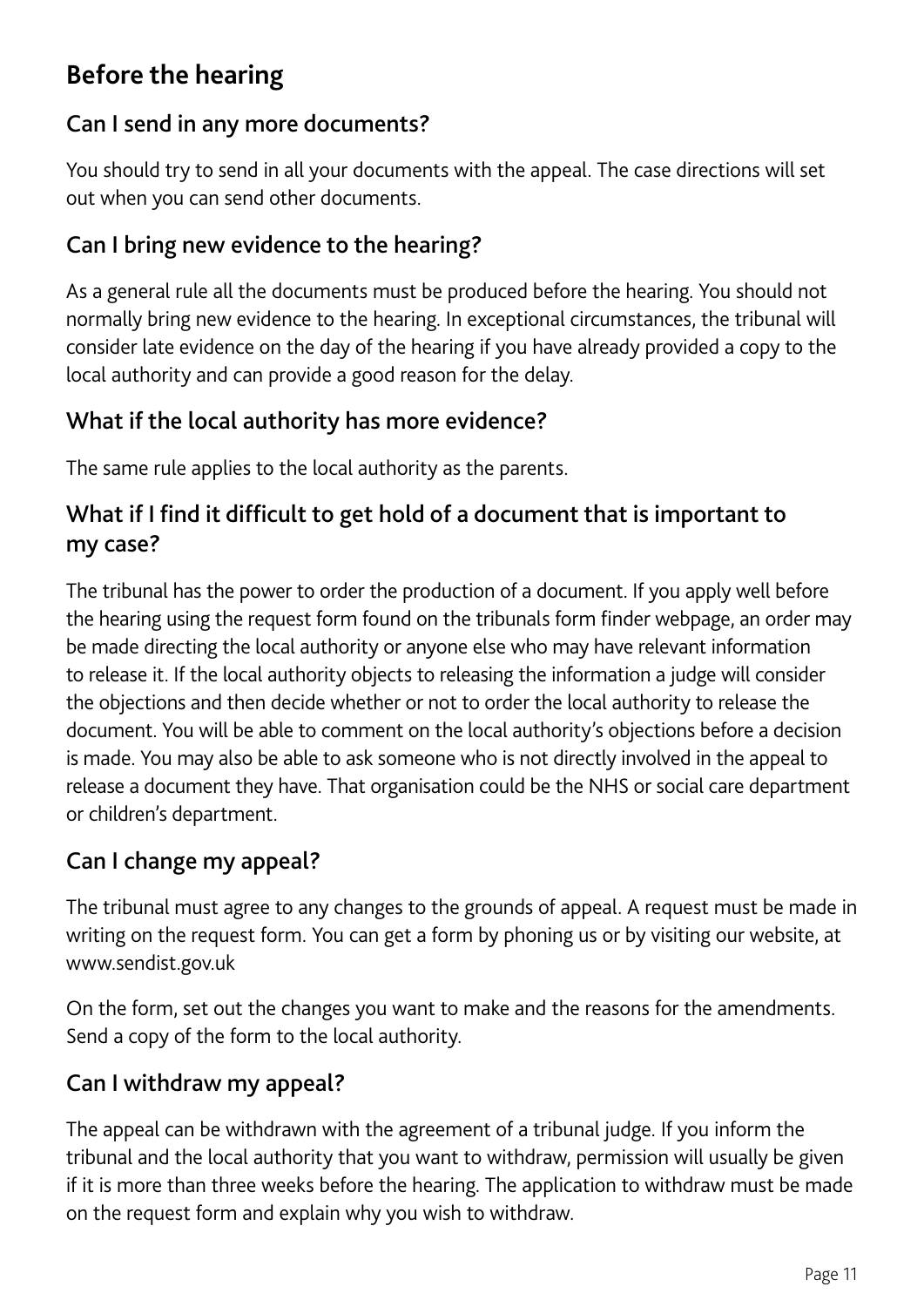# Before the hearing

## Can I send in any more documents?

You should try to send in all your documents with the appeal. The case directions will set out when you can send other documents.

## Can I bring new evidence to the hearing?

As a general rule all the documents must be produced before the hearing. You should not normally bring new evidence to the hearing. In exceptional circumstances, the tribunal will consider late evidence on the day of the hearing if you have already provided a copy to the local authority and can provide a good reason for the delay.

## What if the local authority has more evidence?

The same rule applies to the local authority as the parents.

## What if I find it difficult to get hold of a document that is important to my case?

The tribunal has the power to order the production of a document. If you apply well before the hearing using the request form found on the tribunals form finder webpage, an order may be made directing the local authority or anyone else who may have relevant information to release it. If the local authority objects to releasing the information a judge will consider the objections and then decide whether or not to order the local authority to release the document. You will be able to comment on the local authority's objections before a decision is made. You may also be able to ask someone who is not directly involved in the appeal to release a document they have. That organisation could be the NHS or social care department or children's department.

## Can I change my appeal?

The tribunal must agree to any changes to the grounds of appeal. A request must be made in writing on the request form. You can get a form by phoning us or by visiting our website, at www.sendist.gov.uk

On the form, set out the changes you want to make and the reasons for the amendments. Send a copy of the form to the local authority.

## Can I withdraw my appeal?

The appeal can be withdrawn with the agreement of a tribunal judge. If you inform the tribunal and the local authority that you want to withdraw, permission will usually be given if it is more than three weeks before the hearing. The application to withdraw must be made on the request form and explain why you wish to withdraw.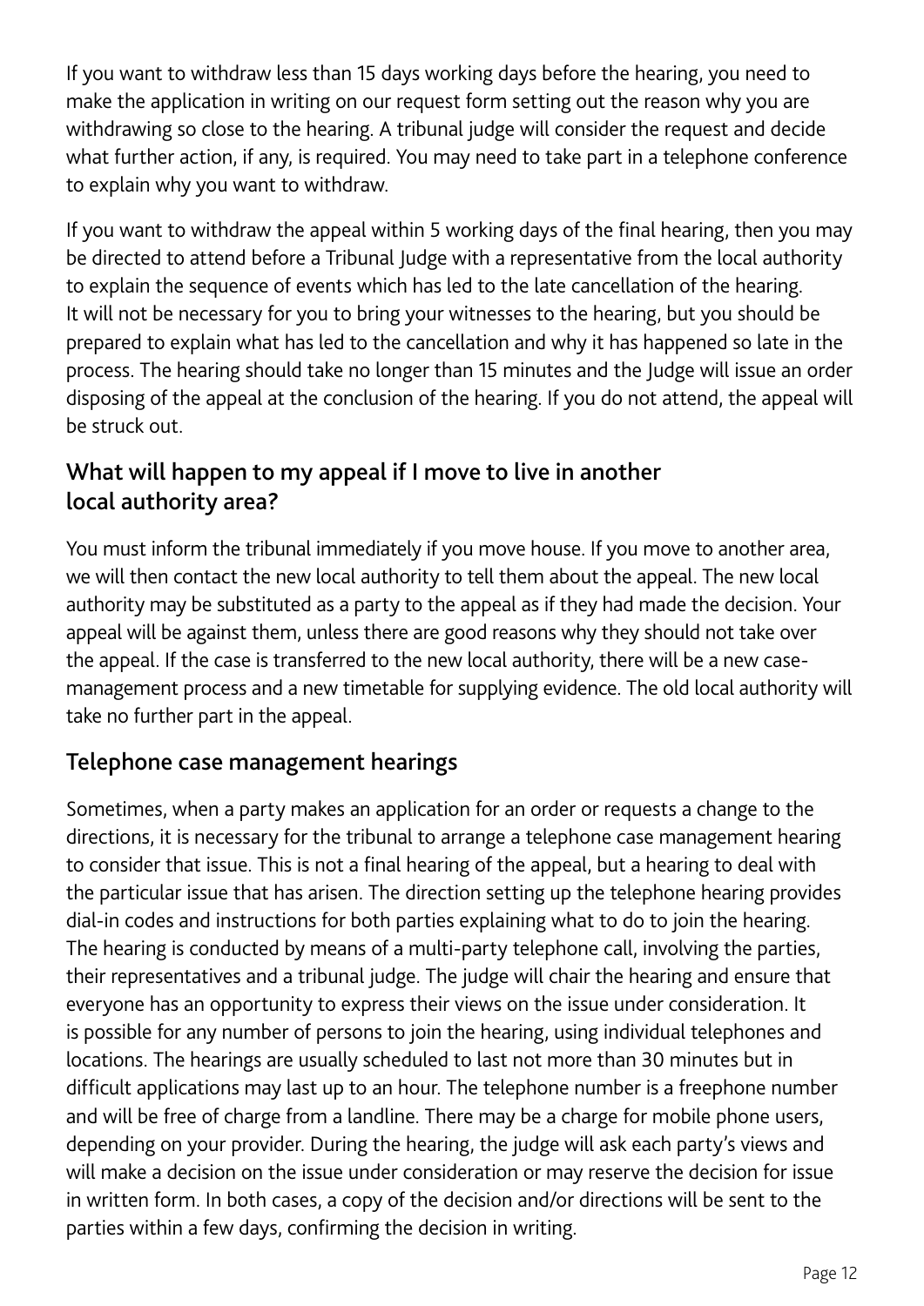If you want to withdraw less than 15 days working days before the hearing, you need to make the application in writing on our request form setting out the reason why you are withdrawing so close to the hearing. A tribunal judge will consider the request and decide what further action, if any, is required. You may need to take part in a telephone conference to explain why you want to withdraw.

If you want to withdraw the appeal within 5 working days of the final hearing, then you may be directed to attend before a Tribunal Judge with a representative from the local authority to explain the sequence of events which has led to the late cancellation of the hearing. It will not be necessary for you to bring your witnesses to the hearing, but you should be prepared to explain what has led to the cancellation and why it has happened so late in the process. The hearing should take no longer than 15 minutes and the Judge will issue an order disposing of the appeal at the conclusion of the hearing. If you do not attend, the appeal will be struck out.

## What will happen to my appeal if I move to live in another local authority area?

You must inform the tribunal immediately if you move house. If you move to another area, we will then contact the new local authority to tell them about the appeal. The new local authority may be substituted as a party to the appeal as if they had made the decision. Your appeal will be against them, unless there are good reasons why they should not take over the appeal. If the case is transferred to the new local authority, there will be a new case-management process and a new timetable for supplying evidence. The old local authority will take no further part in the appeal.

## Telephone case management hearings

Sometimes, when a party makes an application for an order or requests a change to the directions, it is necessary for the tribunal to arrange a telephone case management hearing to consider that issue. This is not a final hearing of the appeal, but a hearing to deal with the particular issue that has arisen. The direction setting up the telephone hearing provides dial-in codes and instructions for both parties explaining what to do to join the hearing. The hearing is conducted by means of a multi-party telephone call, involving the parties, their representatives and a tribunal judge. The judge will chair the hearing and ensure that everyone has an opportunity to express their views on the issue under consideration. It is possible for any number of persons to join the hearing, using individual telephones and locations. The hearings are usually scheduled to last not more than 30 minutes but in difficult applications may last up to an hour. The telephone number is a freephone number and will be free of charge from a landline. There may be a charge for mobile phone users, depending on your provider. During the hearing, the judge will ask each party's views and will make a decision on the issue under consideration or may reserve the decision for issue in written form. In both cases, a copy of the decision and/or directions will be sent to the parties within a few days, confirming the decision in writing.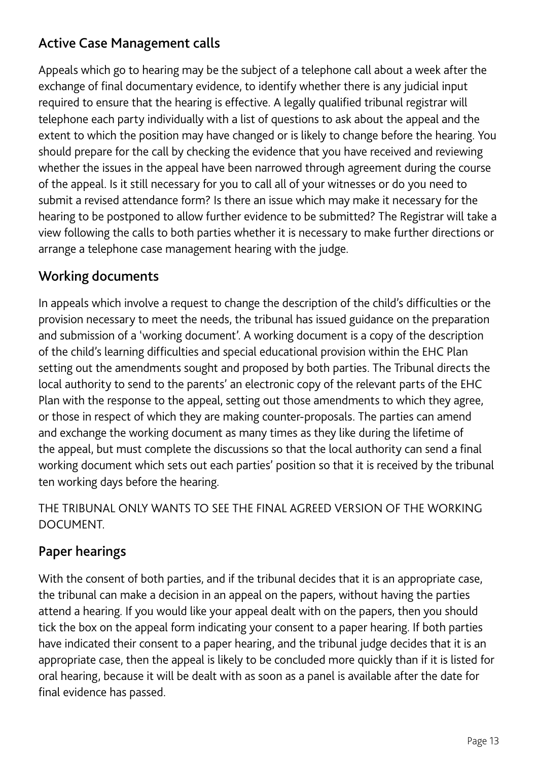## Active Case Management calls

Appeals which go to hearing may be the subject of a telephone call about a week after the exchange of final documentary evidence, to identify whether there is any judicial input required to ensure that the hearing is effective. A legally qualified tribunal registrar will telephone each party individually with a list of questions to ask about the appeal and the extent to which the position may have changed or is likely to change before the hearing. You should prepare for the call by checking the evidence that you have received and reviewing whether the issues in the appeal have been narrowed through agreement during the course of the appeal. Is it still necessary for you to call all of your witnesses or do you need to submit a revised attendance form? Is there an issue which may make it necessary for the hearing to be postponed to allow further evidence to be submitted? The Registrar will take a view following the calls to both parties whether it is necessary to make further directions or arrange a telephone case management hearing with the judge.

## Working documents

In appeals which involve a request to change the description of the child's difficulties or the provision necessary to meet the needs, the tribunal has issued guidance on the preparation and submission of a 'working document'. A working document is a copy of the description of the child's learning difficulties and special educational provision within the EHC Plan setting out the amendments sought and proposed by both parties. The Tribunal directs the local authority to send to the parents' an electronic copy of the relevant parts of the EHC Plan with the response to the appeal, setting out those amendments to which they agree, or those in respect of which they are making counter-proposals. The parties can amend and exchange the working document as many times as they like during the lifetime of the appeal, but must complete the discussions so that the local authority can send a final working document which sets out each parties' position so that it is received by the tribunal ten working days before the hearing.

THE TRIBUNAL ONLY WANTS TO SEE THE FINAL AGREED VERSION OF THE WORKING DOCUMENT.

## Paper hearings

With the consent of both parties, and if the tribunal decides that it is an appropriate case, the tribunal can make a decision in an appeal on the papers, without having the parties attend a hearing. If you would like your appeal dealt with on the papers, then you should tick the box on the appeal form indicating your consent to a paper hearing. If both parties have indicated their consent to a paper hearing, and the tribunal judge decides that it is an appropriate case, then the appeal is likely to be concluded more quickly than if it is listed for oral hearing, because it will be dealt with as soon as a panel is available after the date for final evidence has passed.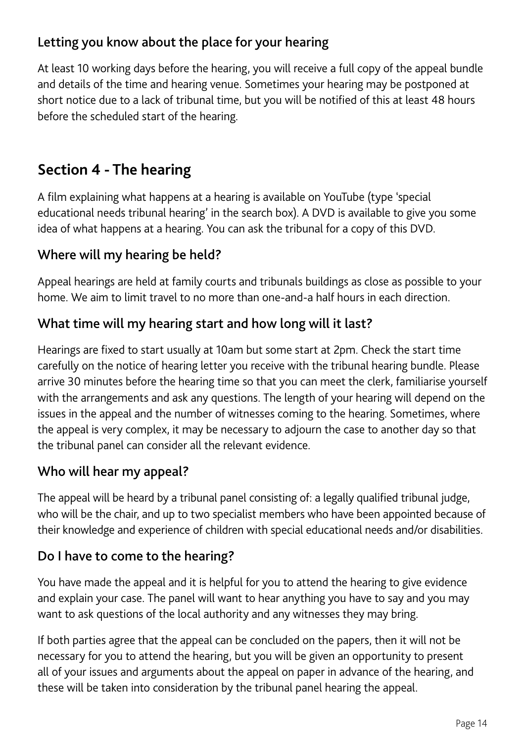### Letting you know about the place for your hearing

At least 10 working days before the hearing, you will receive a full copy of the appeal bundle and details of the time and hearing venue. Sometimes your hearing may be postponed at short notice due to a lack of tribunal time, but you will be notified of this at least 48 hours before the scheduled start of the hearing.

## Section 4 - The hearing

A film explaining what happens at a hearing is available on YouTube (type 'special educational needs tribunal hearing' in the search box). A DVD is available to give you some idea of what happens at a hearing. You can ask the tribunal for a copy of this DVD.

### Where will my hearing be held?

Appeal hearings are held at family courts and tribunals buildings as close as possible to your home. We aim to limit travel to no more than one-and-a half hours in each direction.

### What time will my hearing start and how long will it last?

Hearings are fixed to start usually at 10am but some start at 2pm. Check the start time carefully on the notice of hearing letter you receive with the tribunal hearing bundle. Please arrive 30 minutes before the hearing time so that you can meet the clerk, familiarise yourself with the arrangements and ask any questions. The length of your hearing will depend on the issues in the appeal and the number of witnesses coming to the hearing. Sometimes, where the appeal is very complex, it may be necessary to adjourn the case to another day so that the tribunal panel can consider all the relevant evidence.

### Who will hear my appeal?

The appeal will be heard by a tribunal panel consisting of: a legally qualified tribunal judge, who will be the chair, and up to two specialist members who have been appointed because of their knowledge and experience of children with special educational needs and/or disabilities.

### Do I have to come to the hearing?

You have made the appeal and it is helpful for you to attend the hearing to give evidence and explain your case. The panel will want to hear anything you have to say and you may want to ask questions of the local authority and any witnesses they may bring.

If both parties agree that the appeal can be concluded on the papers, then it will not be necessary for you to attend the hearing, but you will be given an opportunity to present all of your issues and arguments about the appeal on paper in advance of the hearing, and these will be taken into consideration by the tribunal panel hearing the appeal.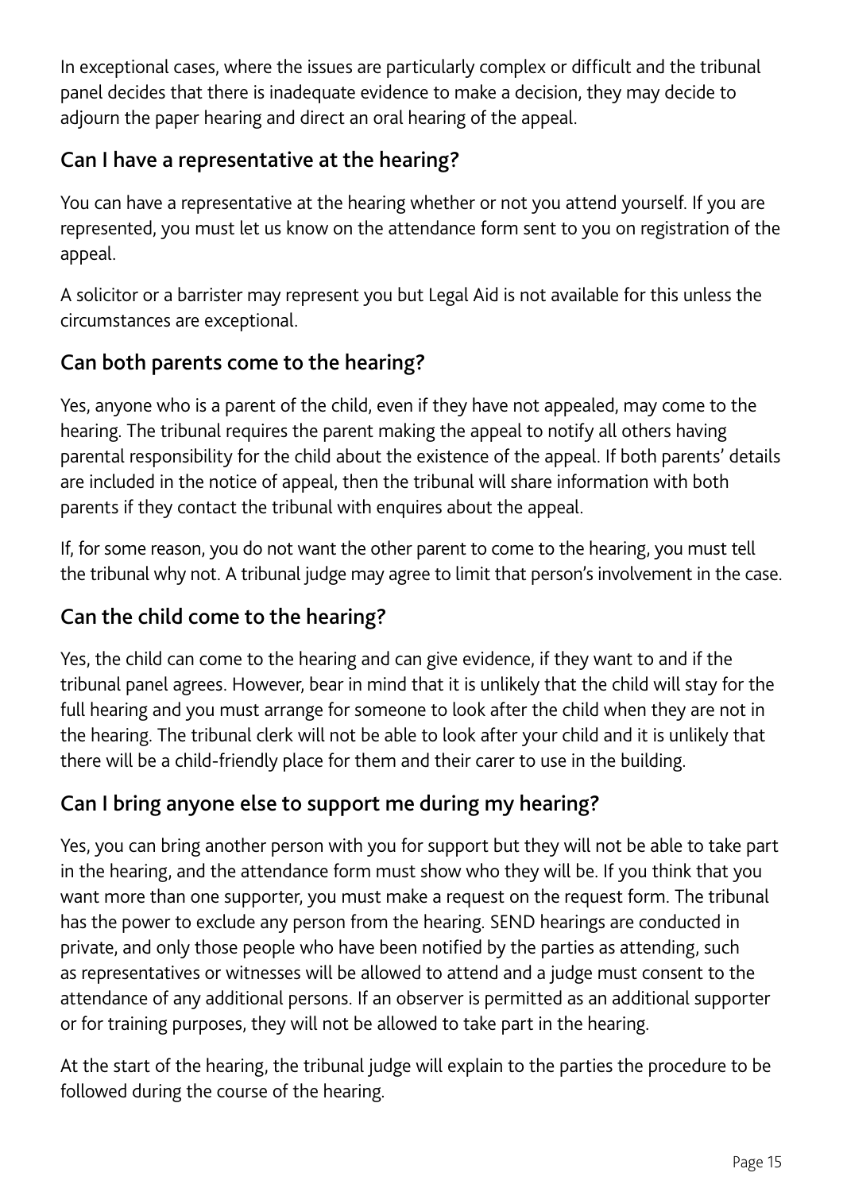In exceptional cases, where the issues are particularly complex or difficult and the tribunal panel decides that there is inadequate evidence to make a decision, they may decide to adjourn the paper hearing and direct an oral hearing of the appeal.

## Can I have a representative at the hearing?

You can have a representative at the hearing whether or not you attend yourself. If you are represented, you must let us know on the attendance form sent to you on registration of the appeal.

A solicitor or a barrister may represent you but Legal Aid is not available for this unless the circumstances are exceptional.

## Can both parents come to the hearing?

Yes, anyone who is a parent of the child, even if they have not appealed, may come to the hearing. The tribunal requires the parent making the appeal to notify all others having parental responsibility for the child about the existence of the appeal. If both parents' details are included in the notice of appeal, then the tribunal will share information with both parents if they contact the tribunal with enquires about the appeal.

If, for some reason, you do not want the other parent to come to the hearing, you must tell the tribunal why not. A tribunal judge may agree to limit that person's involvement in the case.

## Can the child come to the hearing?

Yes, the child can come to the hearing and can give evidence, if they want to and if the tribunal panel agrees. However, bear in mind that it is unlikely that the child will stay for the full hearing and you must arrange for someone to look after the child when they are not in the hearing. The tribunal clerk will not be able to look after your child and it is unlikely that there will be a child-friendly place for them and their carer to use in the building.

## Can I bring anyone else to support me during my hearing?

Yes, you can bring another person with you for support but they will not be able to take part in the hearing, and the attendance form must show who they will be. If you think that you want more than one supporter, you must make a request on the request form. The tribunal has the power to exclude any person from the hearing. SEND hearings are conducted in private, and only those people who have been notified by the parties as attending, such as representatives or witnesses will be allowed to attend and a judge must consent to the attendance of any additional persons. If an observer is permitted as an additional supporter or for training purposes, they will not be allowed to take part in the hearing.

At the start of the hearing, the tribunal judge will explain to the parties the procedure to be followed during the course of the hearing.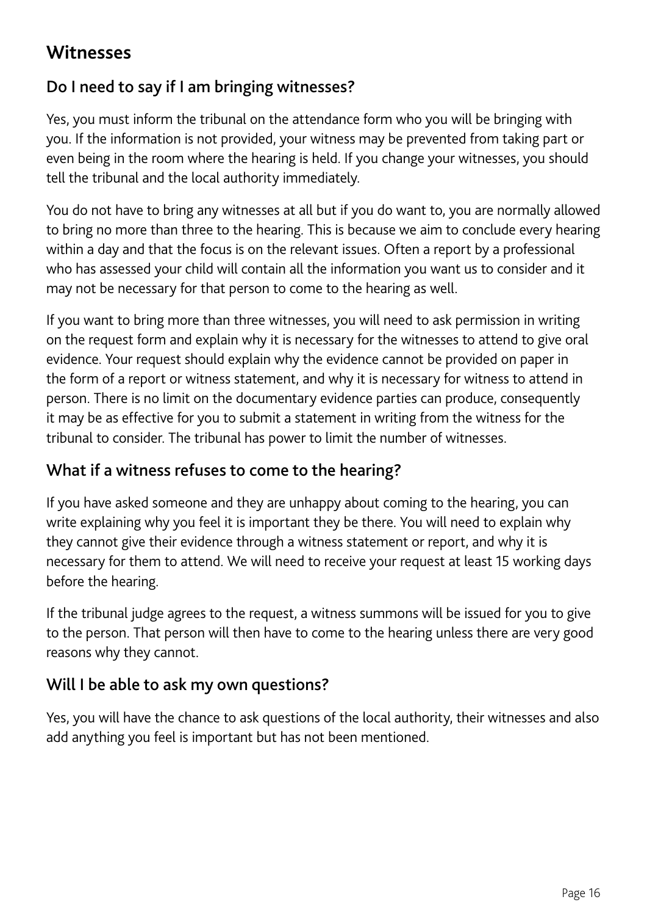## Witnesses

### Do I need to say if I am bringing witnesses?

Yes, you must inform the tribunal on the attendance form who you will be bringing with you. If the information is not provided, your witness may be prevented from taking part or even being in the room where the hearing is held. If you change your witnesses, you should tell the tribunal and the local authority immediately.

You do not have to bring any witnesses at all but if you do want to, you are normally allowed to bring no more than three to the hearing. This is because we aim to conclude every hearing within a day and that the focus is on the relevant issues. Often a report by a professional who has assessed your child will contain all the information you want us to consider and it may not be necessary for that person to come to the hearing as well.

If you want to bring more than three witnesses, you will need to ask permission in writing on the request form and explain why it is necessary for the witnesses to attend to give oral evidence. Your request should explain why the evidence cannot be provided on paper in the form of a report or witness statement, and why it is necessary for witness to attend in person. There is no limit on the documentary evidence parties can produce, consequently it may be as effective for you to submit a statement in writing from the witness for the tribunal to consider. The tribunal has power to limit the number of witnesses.

### What if a witness refuses to come to the hearing?

If you have asked someone and they are unhappy about coming to the hearing, you can write explaining why you feel it is important they be there. You will need to explain why they cannot give their evidence through a witness statement or report, and why it is necessary for them to attend. We will need to receive your request at least 15 working days before the hearing.

If the tribunal judge agrees to the request, a witness summons will be issued for you to give to the person. That person will then have to come to the hearing unless there are very good reasons why they cannot.

### Will I be able to ask my own questions?

Yes, you will have the chance to ask questions of the local authority, their witnesses and also add anything you feel is important but has not been mentioned.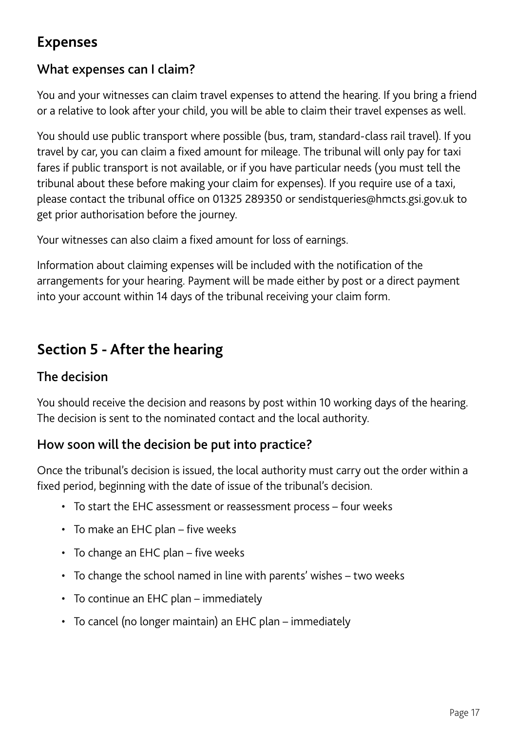## Expenses

### What expenses can I claim?

You and your witnesses can claim travel expenses to attend the hearing. If you bring a friend or a relative to look after your child, you will be able to claim their travel expenses as well.

You should use public transport where possible (bus, tram, standard-class rail travel). If you travel by car, you can claim a fixed amount for mileage. The tribunal will only pay for taxi fares if public transport is not available, or if you have particular needs (you must tell the tribunal about these before making your claim for expenses). If you require use of a taxi, please contact the tribunal office on 01325 289350 or sendistqueries@hmcts.gsi.gov.uk to get prior authorisation before the journey.

Your witnesses can also claim a fixed amount for loss of earnings.

Information about claiming expenses will be included with the notification of the arrangements for your hearing. Payment will be made either by post or a direct payment into your account within 14 days of the tribunal receiving your claim form.

## Section 5 - After the hearing

### The decision

You should receive the decision and reasons by post within 10 working days of the hearing. The decision is sent to the nominated contact and the local authority.

### How soon will the decision be put into practice?

Once the tribunal's decision is issued, the local authority must carry out the order within a fixed period, beginning with the date of issue of the tribunal's decision.

- To start the EHC assessment or reassessment process – four weeks
- To make an EHC plan – five weeks
- To change an EHC plan – five weeks
- To change the school named in line with parents' wishes – two weeks
- To continue an EHC plan – immediately
- To cancel (no longer maintain) an EHC plan – immediately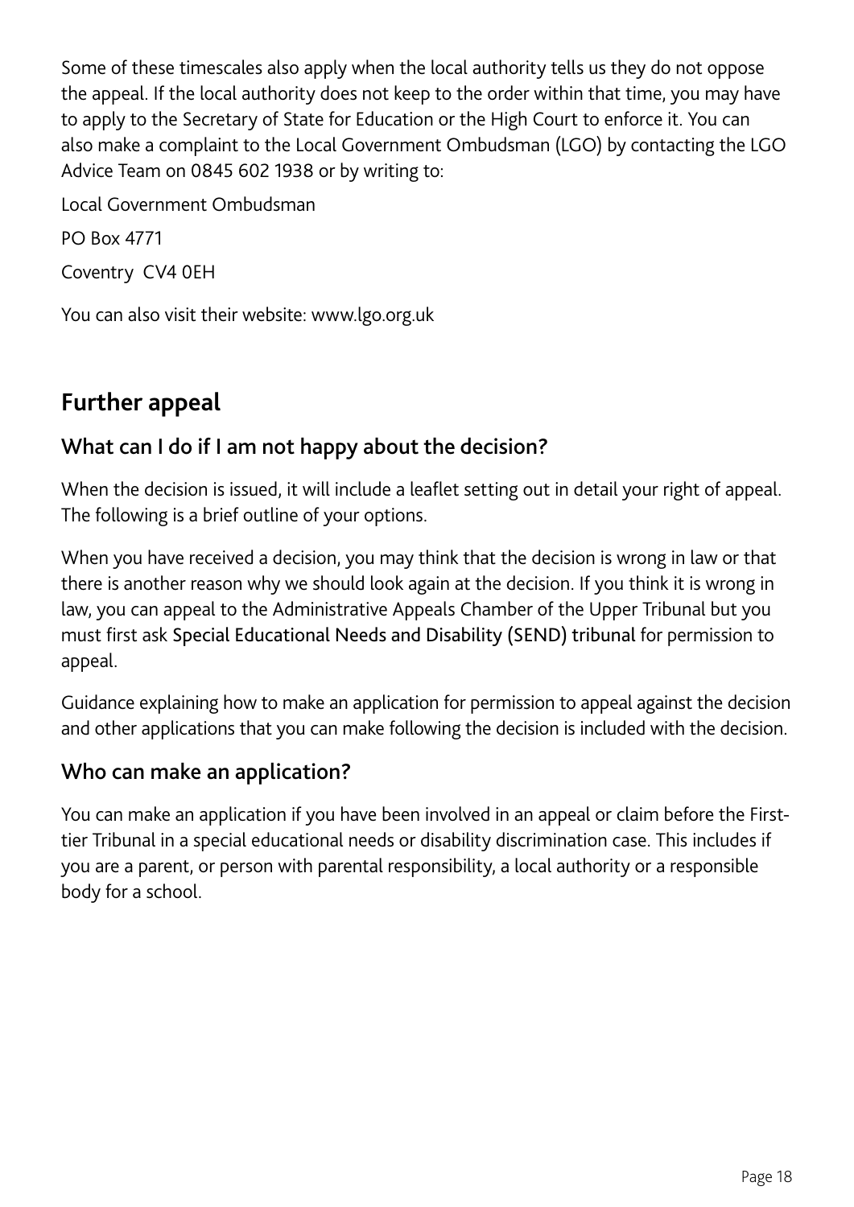Some of these timescales also apply when the local authority tells us they do not oppose the appeal. If the local authority does not keep to the order within that time, you may have to apply to the Secretary of State for Education or the High Court to enforce it. You can also make a complaint to the Local Government Ombudsman (LGO) by contacting the LGO Advice Team on 0845 602 1938 or by writing to:

Local Government Ombudsman

PO Box 4771

Coventry CV4 0EH

You can also visit their website: www.lgo.org.uk

## Further appeal

### What can I do if I am not happy about the decision?

When the decision is issued, it will include a leaflet setting out in detail your right of appeal. The following is a brief outline of your options.

When you have received a decision, you may think that the decision is wrong in law or that there is another reason why we should look again at the decision. If you think it is wrong in law, you can appeal to the Administrative Appeals Chamber of the Upper Tribunal but you must first ask Special Educational Needs and Disability (SEND) tribunal for permission to appeal.

Guidance explaining how to make an application for permission to appeal against the decision and other applications that you can make following the decision is included with the decision.

### Who can make an application?

You can make an application if you have been involved in an appeal or claim before the First-tier Tribunal in a special educational needs or disability discrimination case. This includes if you are a parent, or person with parental responsibility, a local authority or a responsible body for a school.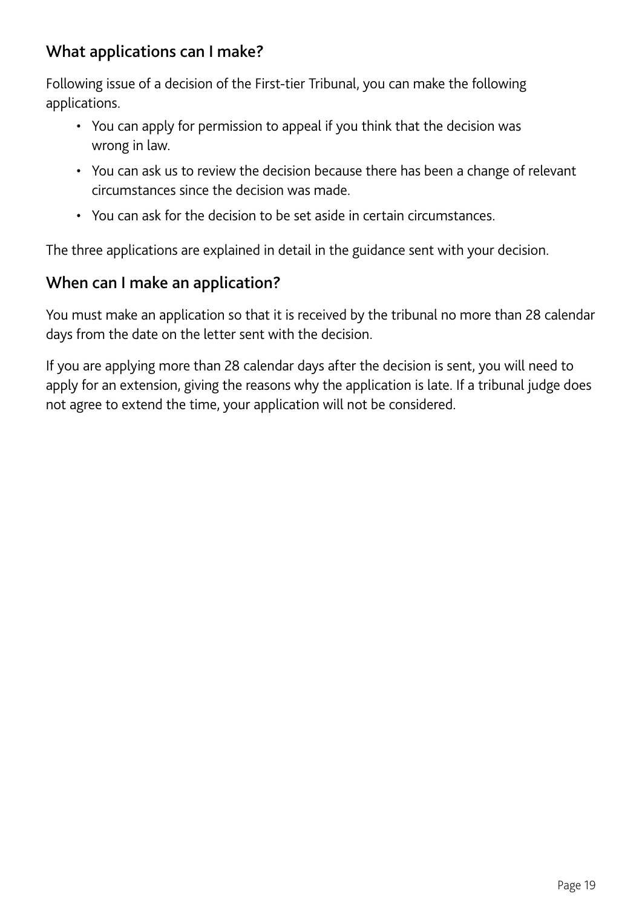## What applications can I make?

Following issue of a decision of the First-tier Tribunal, you can make the following applications.

- You can apply for permission to appeal if you think that the decision was wrong in law.
- You can ask us to review the decision because there has been a change of relevant circumstances since the decision was made.
- You can ask for the decision to be set aside in certain circumstances.

The three applications are explained in detail in the guidance sent with your decision.

## When can I make an application?

You must make an application so that it is received by the tribunal no more than 28 calendar days from the date on the letter sent with the decision.

If you are applying more than 28 calendar days after the decision is sent, you will need to apply for an extension, giving the reasons why the application is late. If a tribunal judge does not agree to extend the time, your application will not be considered.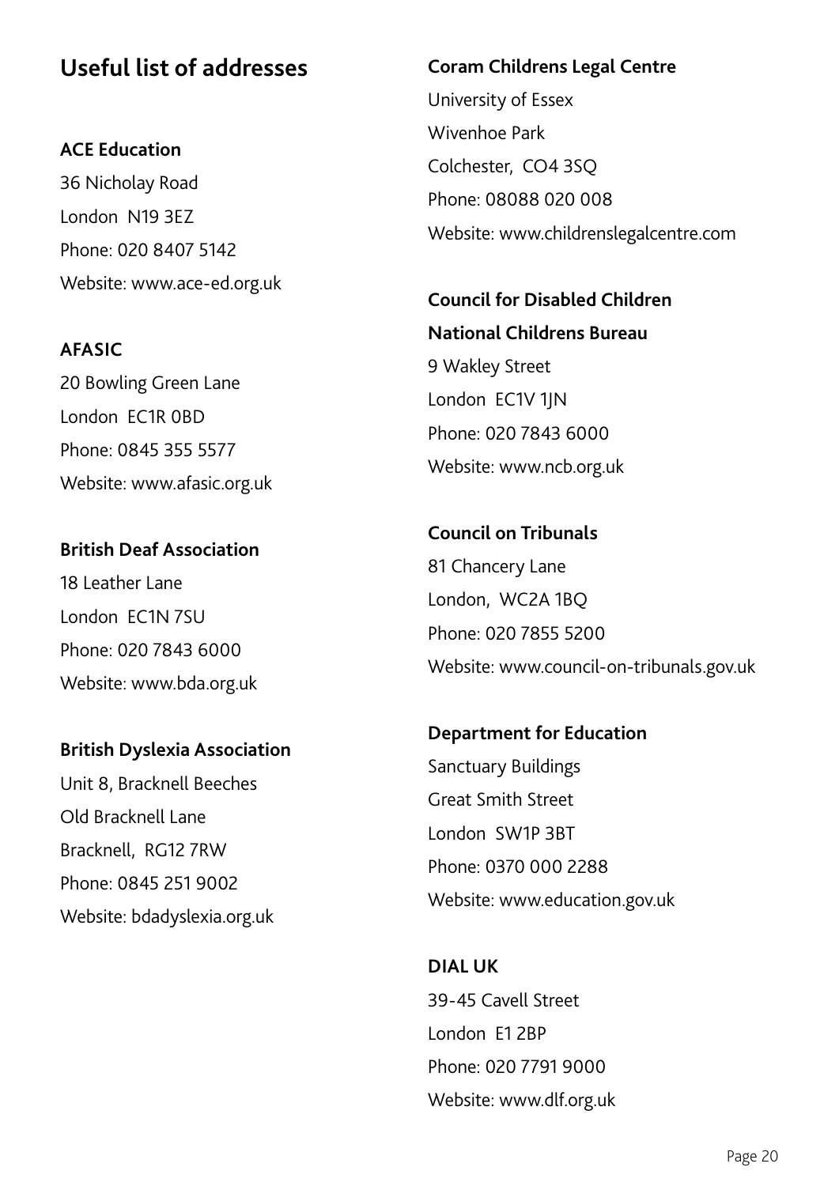## Useful list of addresses

**ACE Education**
36 Nicholay Road
London N19 3EZ
Phone: 020 8407 5142
Website: www.ace-ed.org.uk

**AFASIC**
20 Bowling Green Lane
London EC1R 0BD
Phone: 0845 355 5577
Website: www.afasic.org.uk

**British Deaf Association**
18 Leather Lane
London EC1N 7SU
Phone: 020 7843 6000
Website: www.bda.org.uk

**British Dyslexia Association**
Unit 8, Bracknell Beeches
Old Bracknell Lane
Bracknell, RG12 7RW
Phone: 0845 251 9002
Website: bdadyslexia.org.uk

**Coram Childrens Legal Centre**
University of Essex
Wivenhoe Park
Colchester, CO4 3SQ
Phone: 08088 020 008
Website: www.childrenslegalcentre.com

**Council for Disabled Children**
**National Childrens Bureau**
9 Wakley Street
London EC1V 1JN
Phone: 020 7843 6000
Website: www.ncb.org.uk

**Council on Tribunals**
81 Chancery Lane
London, WC2A 1BQ
Phone: 020 7855 5200
Website: www.council-on-tribunals.gov.uk

**Department for Education**
Sanctuary Buildings
Great Smith Street
London SW1P 3BT
Phone: 0370 000 2288
Website: www.education.gov.uk

**DIAL UK**
39-45 Cavell Street
London E1 2BP
Phone: 020 7791 9000
Website: www.dlf.org.uk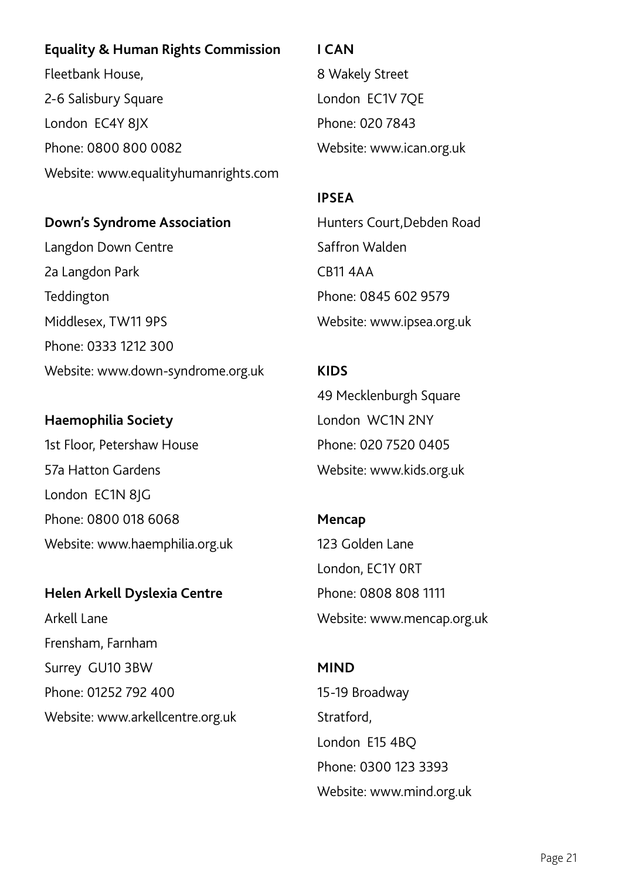**Equality & Human Rights Commission**

Fleetbank House,
2-6 Salisbury Square
London EC4Y 8JX
Phone: 0800 800 0082
Website: www.equalityhumanrights.com

**Down's Syndrome Association**

Langdon Down Centre
2a Langdon Park
Teddington
Middlesex, TW11 9PS
Phone: 0333 1212 300
Website: www.down-syndrome.org.uk

**Haemophilia Society**

1st Floor, Petershaw House
57a Hatton Gardens
London EC1N 8JG
Phone: 0800 018 6068
Website: www.haemphilia.org.uk

**Helen Arkell Dyslexia Centre**

Arkell Lane
Frensham, Farnham
Surrey GU10 3BW
Phone: 01252 792 400
Website: www.arkellcentre.org.uk

**I CAN**

8 Wakely Street
London EC1V 7QE
Phone: 020 7843
Website: www.ican.org.uk

**IPSEA**

Hunters Court,Debden Road
Saffron Walden
CB11 4AA
Phone: 0845 602 9579
Website: www.ipsea.org.uk

**KIDS**

49 Mecklenburgh Square
London WC1N 2NY
Phone: 020 7520 0405
Website: www.kids.org.uk

**Mencap**

123 Golden Lane
London, EC1Y 0RT
Phone: 0808 808 1111
Website: www.mencap.org.uk

**MIND**

15-19 Broadway
Stratford,
London E15 4BQ
Phone: 0300 123 3393
Website: www.mind.org.uk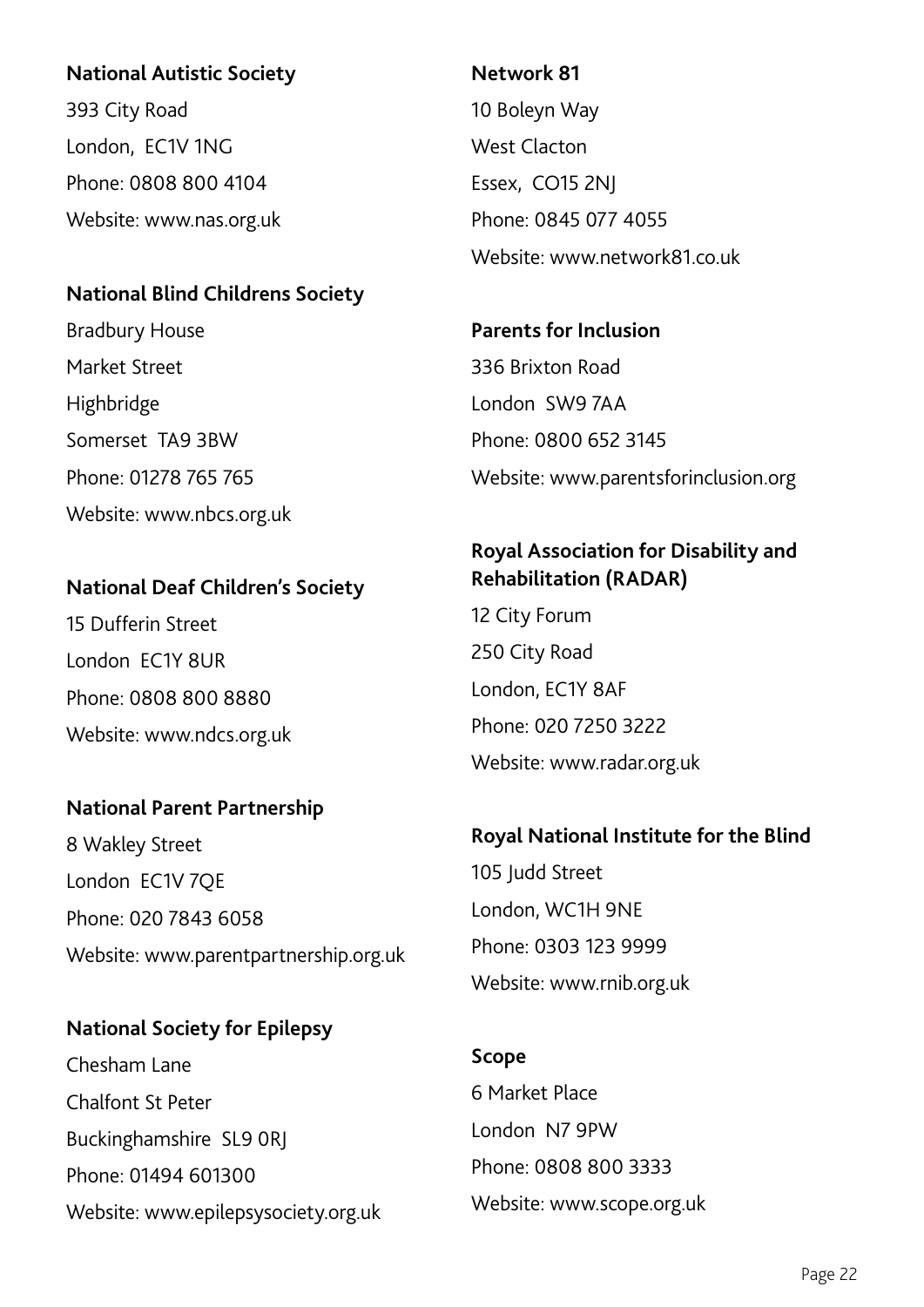**National Autistic Society**

393 City Road
London, EC1V 1NG
Phone: 0808 800 4104
Website: www.nas.org.uk

**National Blind Childrens Society**

Bradbury House
Market Street
Highbridge
Somerset TA9 3BW
Phone: 01278 765 765
Website: www.nbcs.org.uk

**National Deaf Children's Society**

15 Dufferin Street
London EC1Y 8UR
Phone: 0808 800 8880
Website: www.ndcs.org.uk

**National Parent Partnership**

8 Wakley Street
London EC1V 7QE
Phone: 020 7843 6058
Website: www.parentpartnership.org.uk

**National Society for Epilepsy**

Chesham Lane
Chalfont St Peter
Buckinghamshire SL9 0RJ
Phone: 01494 601300
Website: www.epilepsysociety.org.uk

**Network 81**

10 Boleyn Way
West Clacton
Essex, CO15 2NJ
Phone: 0845 077 4055
Website: www.network81.co.uk

**Parents for Inclusion**

336 Brixton Road
London SW9 7AA
Phone: 0800 652 3145
Website: www.parentsforinclusion.org

**Royal Association for Disability and Rehabilitation (RADAR)**

12 City Forum
250 City Road
London, EC1Y 8AF
Phone: 020 7250 3222
Website: www.radar.org.uk

**Royal National Institute for the Blind**

105 Judd Street
London, WC1H 9NE
Phone: 0303 123 9999
Website: www.rnib.org.uk

**Scope**

6 Market Place
London N7 9PW
Phone: 0808 800 3333
Website: www.scope.org.uk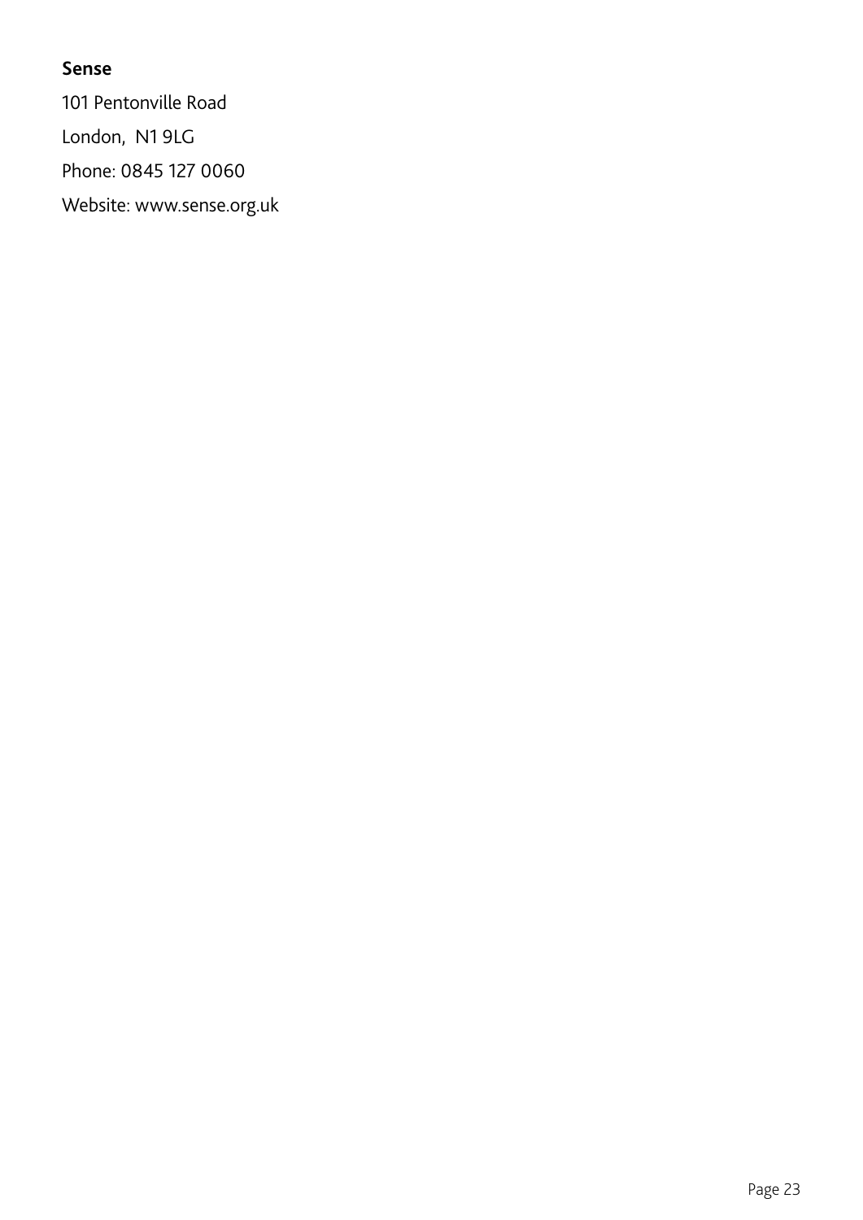**Sense**

101 Pentonville Road

London,  N1 9LG

Phone: 0845 127 0060

Website: www.sense.org.uk